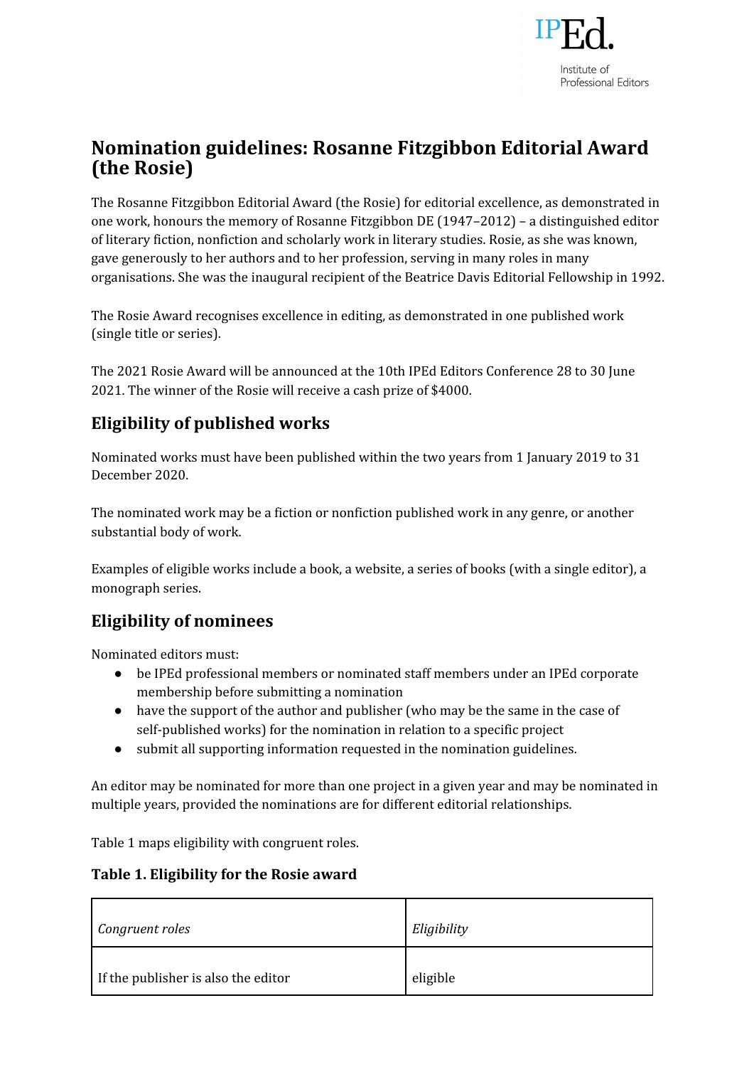# Nomination guidelines: Rosanne Fitzgibbon Editorial Award (the Rosie)

The Rosanne Fitzgibbon Editorial Award (the Rosie) for editorial excellence, as demonstrated in one work, honours the memory of Rosanne Fitzgibbon DE (1947–2012) – a distinguished editor of literary fiction, nonfiction and scholarly work in literary studies. Rosie, as she was known, gave generously to her authors and to her profession, serving in many roles in many organisations. She was the inaugural recipient of the Beatrice Davis Editorial Fellowship in 1992.

The Rosie Award recognises excellence in editing, as demonstrated in one published work (single title or series).

The 2021 Rosie Award will be announced at the 10th IPEd Editors Conference 28 to 30 June 2021. The winner of the Rosie will receive a cash prize of $4000.

## Eligibility of published works

Nominated works must have been published within the two years from 1 January 2019 to 31 December 2020.

The nominated work may be a fiction or nonfiction published work in any genre, or another substantial body of work.

Examples of eligible works include a book, a website, a series of books (with a single editor), a monograph series.

## Eligibility of nominees

Nominated editors must:

- be IPEd professional members or nominated staff members under an IPEd corporate membership before submitting a nomination
- have the support of the author and publisher (who may be the same in the case of self-published works) for the nomination in relation to a specific project
- submit all supporting information requested in the nomination guidelines.

An editor may be nominated for more than one project in a given year and may be nominated in multiple years, provided the nominations are for different editorial relationships.

Table 1 maps eligibility with congruent roles.

**Table 1. Eligibility for the Rosie award**

| *Congruent roles* | *Eligibility* |
|---|---|
| If the publisher is also the editor | eligible |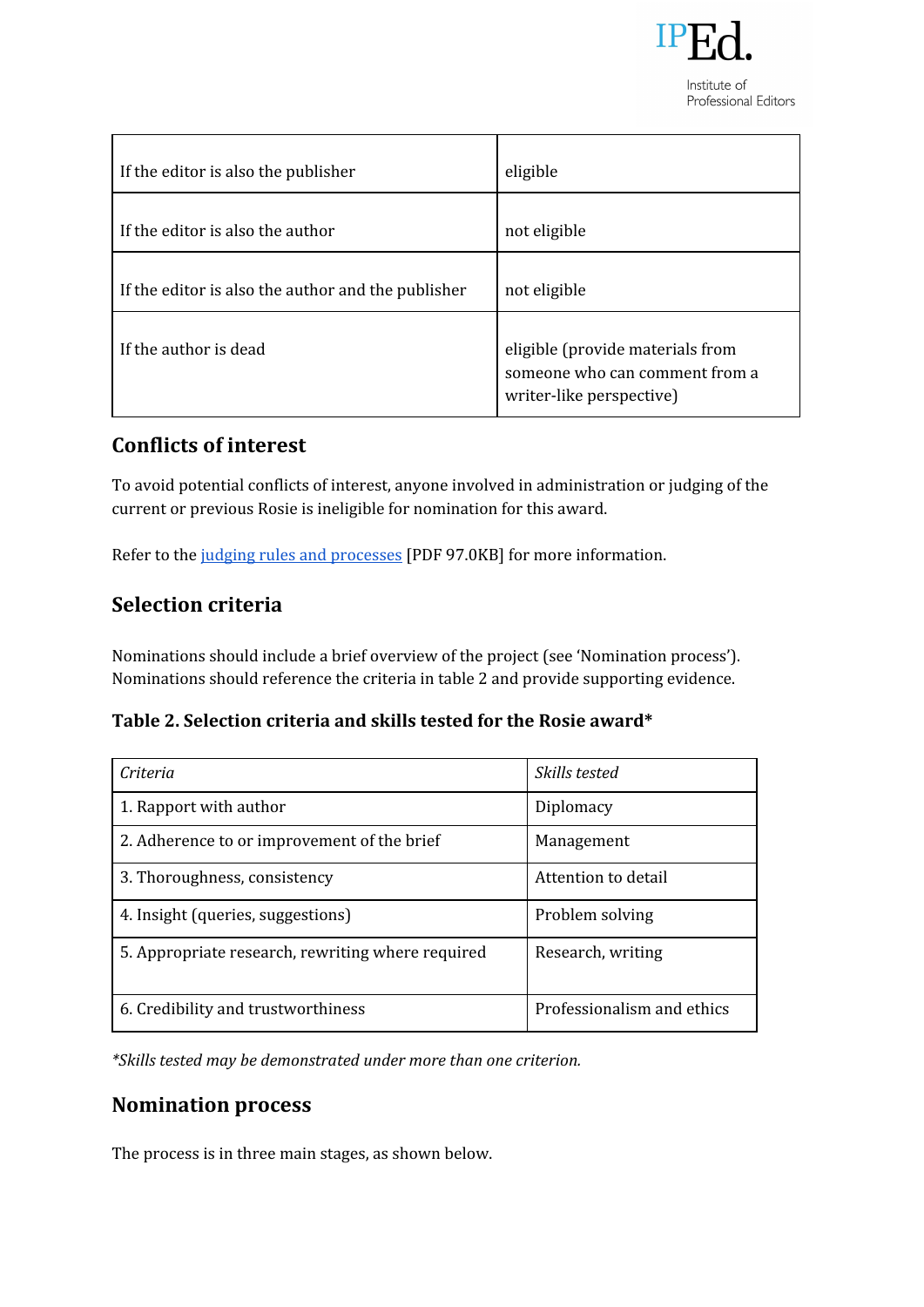| If the editor is also the publisher | eligible |
|---|---|
| If the editor is also the author | not eligible |
| If the editor is also the author and the publisher | not eligible |
| If the author is dead | eligible (provide materials from someone who can comment from a writer-like perspective) |

## Conflicts of interest

To avoid potential conflicts of interest, anyone involved in administration or judging of the current or previous Rosie is ineligible for nomination for this award.

Refer to the judging rules and processes [PDF 97.0KB] for more information.

## Selection criteria

Nominations should include a brief overview of the project (see 'Nomination process'). Nominations should reference the criteria in table 2 and provide supporting evidence.

### Table 2. Selection criteria and skills tested for the Rosie award*

| *Criteria* | *Skills tested* |
|---|---|
| 1. Rapport with author | Diplomacy |
| 2. Adherence to or improvement of the brief | Management |
| 3. Thoroughness, consistency | Attention to detail |
| 4. Insight (queries, suggestions) | Problem solving |
| 5. Appropriate research, rewriting where required | Research, writing |
| 6. Credibility and trustworthiness | Professionalism and ethics |

*\*Skills tested may be demonstrated under more than one criterion.*

## Nomination process

The process is in three main stages, as shown below.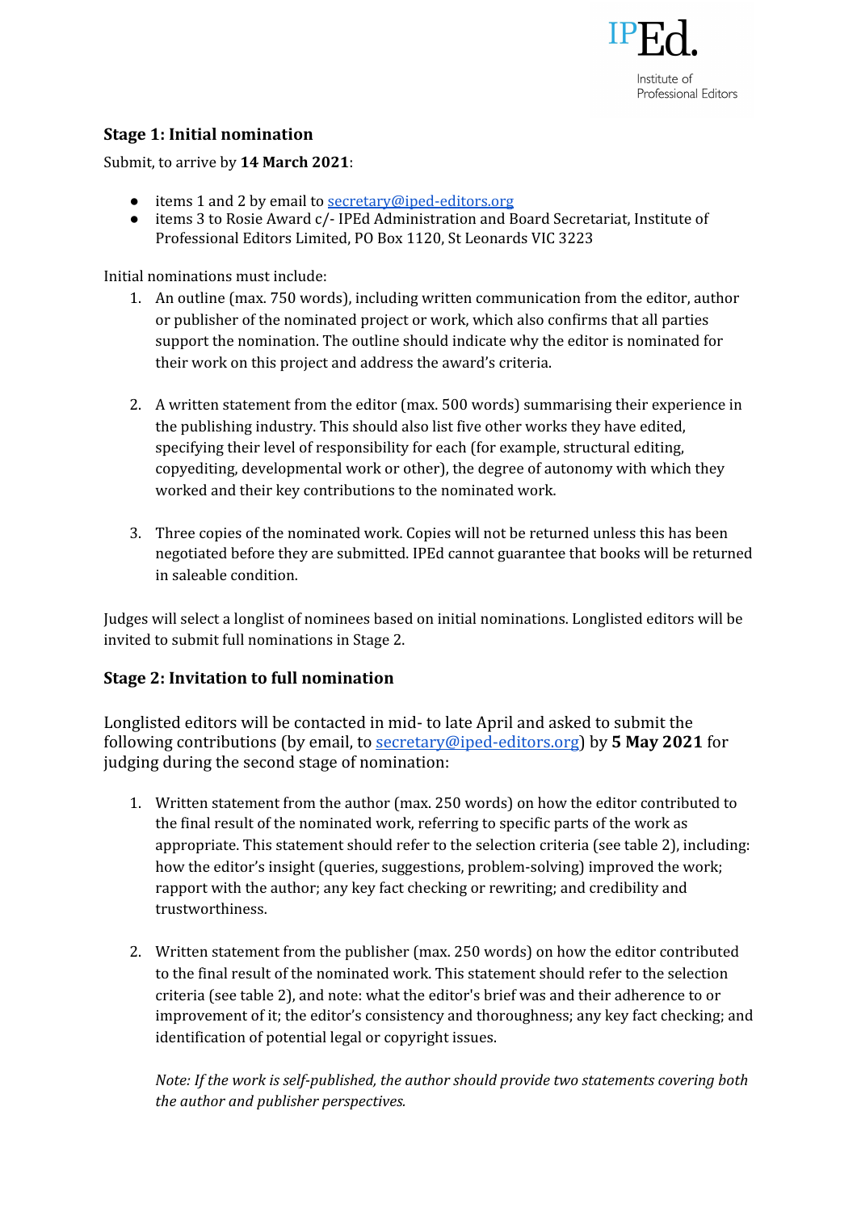## Stage 1: Initial nomination

Submit, to arrive by **14 March 2021**:

- items 1 and 2 by email to secretary@iped-editors.org
- items 3 to Rosie Award c/- IPEd Administration and Board Secretariat, Institute of Professional Editors Limited, PO Box 1120, St Leonards VIC 3223

Initial nominations must include:

1. An outline (max. 750 words), including written communication from the editor, author or publisher of the nominated project or work, which also confirms that all parties support the nomination. The outline should indicate why the editor is nominated for their work on this project and address the award's criteria.

2. A written statement from the editor (max. 500 words) summarising their experience in the publishing industry. This should also list five other works they have edited, specifying their level of responsibility for each (for example, structural editing, copyediting, developmental work or other), the degree of autonomy with which they worked and their key contributions to the nominated work.

3. Three copies of the nominated work. Copies will not be returned unless this has been negotiated before they are submitted. IPEd cannot guarantee that books will be returned in saleable condition.

Judges will select a longlist of nominees based on initial nominations. Longlisted editors will be invited to submit full nominations in Stage 2.

## Stage 2: Invitation to full nomination

Longlisted editors will be contacted in mid- to late April and asked to submit the following contributions (by email, to secretary@iped-editors.org) by **5 May 2021** for judging during the second stage of nomination:

1. Written statement from the author (max. 250 words) on how the editor contributed to the final result of the nominated work, referring to specific parts of the work as appropriate. This statement should refer to the selection criteria (see table 2), including: how the editor's insight (queries, suggestions, problem-solving) improved the work; rapport with the author; any key fact checking or rewriting; and credibility and trustworthiness.

2. Written statement from the publisher (max. 250 words) on how the editor contributed to the final result of the nominated work. This statement should refer to the selection criteria (see table 2), and note: what the editor's brief was and their adherence to or improvement of it; the editor's consistency and thoroughness; any key fact checking; and identification of potential legal or copyright issues.

   *Note: If the work is self-published, the author should provide two statements covering both the author and publisher perspectives.*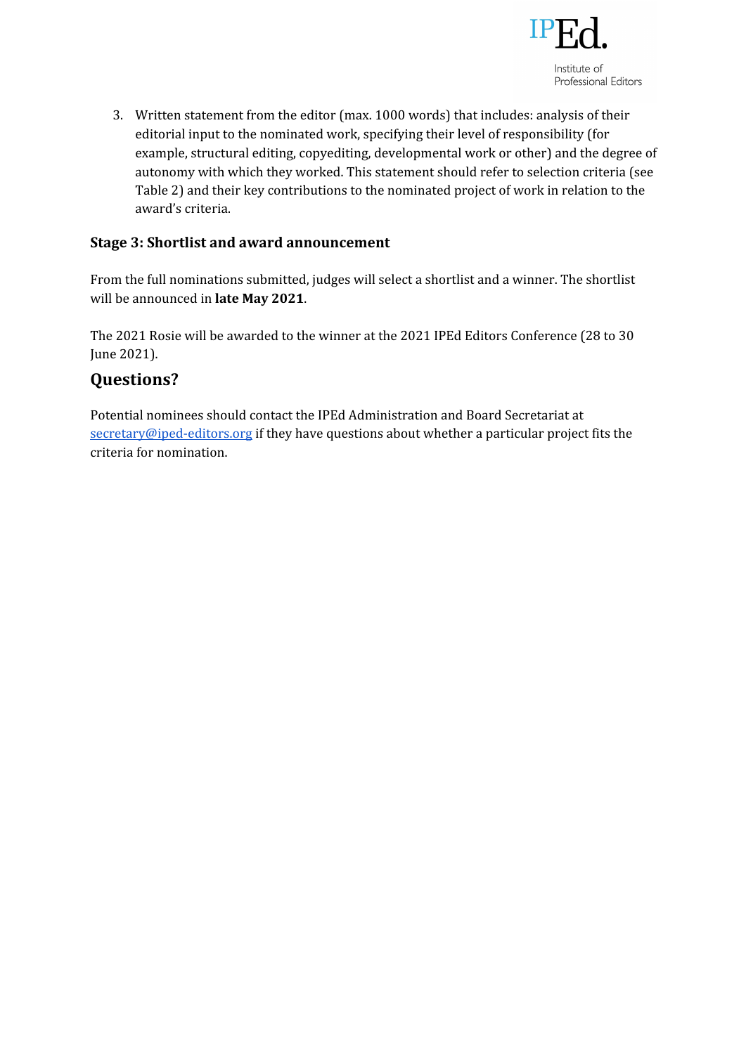3. Written statement from the editor (max. 1000 words) that includes: analysis of their editorial input to the nominated work, specifying their level of responsibility (for example, structural editing, copyediting, developmental work or other) and the degree of autonomy with which they worked. This statement should refer to selection criteria (see Table 2) and their key contributions to the nominated project of work in relation to the award's criteria.

### Stage 3: Shortlist and award announcement

From the full nominations submitted, judges will select a shortlist and a winner. The shortlist will be announced in **late May 2021**.

The 2021 Rosie will be awarded to the winner at the 2021 IPEd Editors Conference (28 to 30 June 2021).

## Questions?

Potential nominees should contact the IPEd Administration and Board Secretariat at secretary@iped-editors.org if they have questions about whether a particular project fits the criteria for nomination.